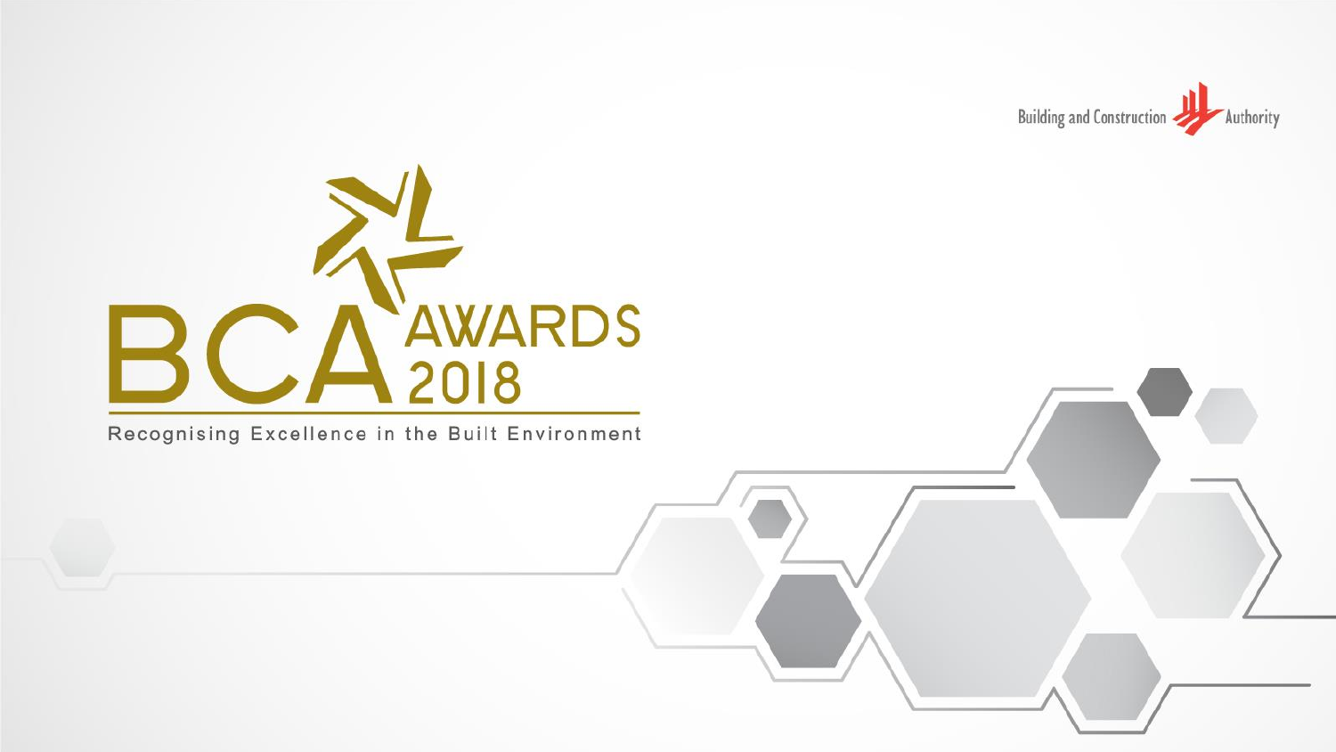Building and Construction Authority

# BCA AWARDS 2018

Recognising Excellence in the Built Environment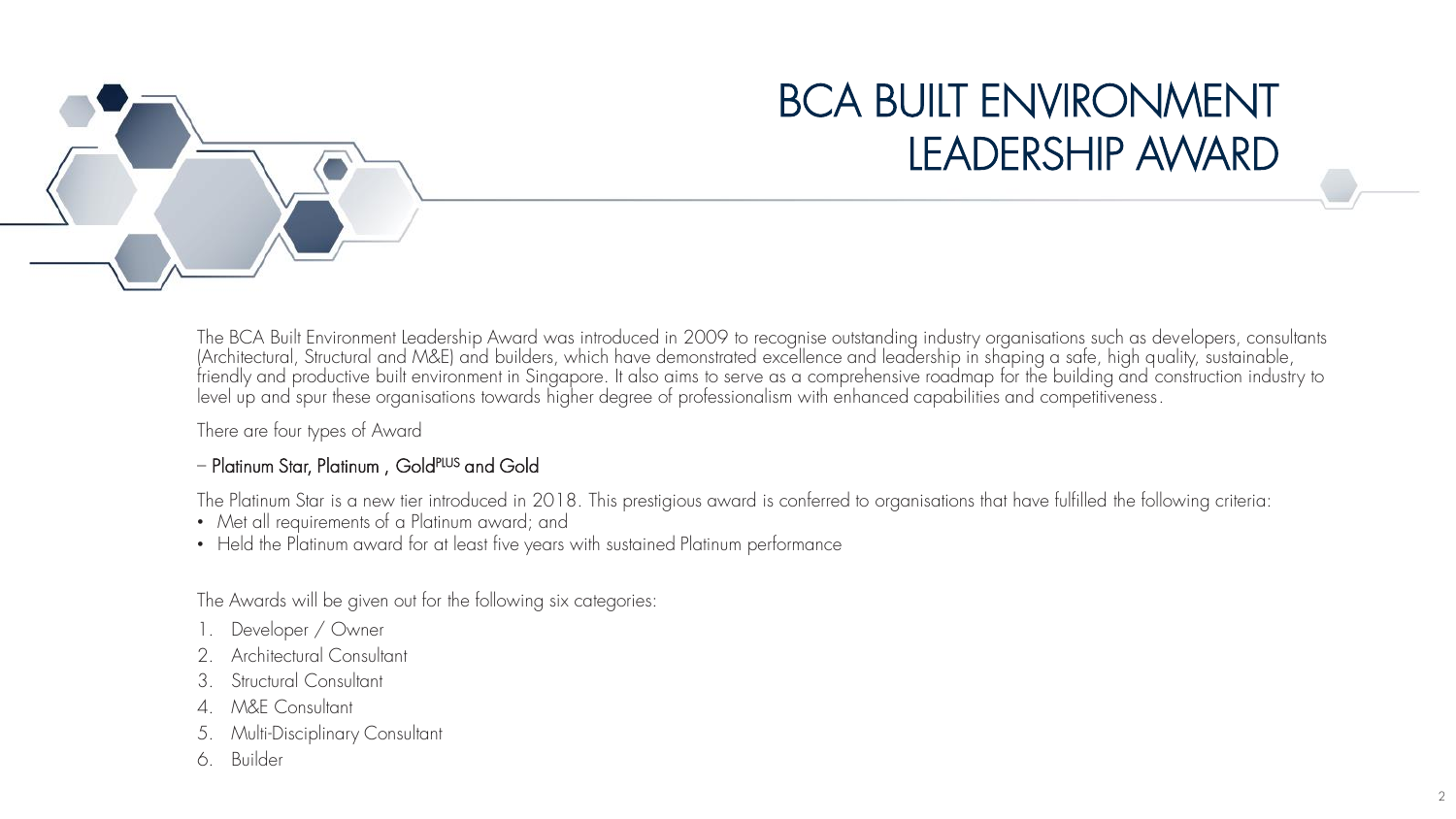# BCA BUILT ENVIRONMENT LEADERSHIP AWARD

The BCA Built Environment Leadership Award was introduced in 2009 to recognise outstanding industry organisations such as developers, consultants (Architectural, Structural and M&E) and builders, which have demonstrated excellence and leadership in shaping a safe, high quality, sustainable, friendly and productive built environment in Singapore. It also aims to serve as a comprehensive roadmap for the building and construction industry to level up and spur these organisations towards higher degree of professionalism with enhanced capabilities and competitiveness.

There are four types of Award

– Platinum Star, Platinum , Gold$^{PLUS}$ and Gold

The Platinum Star is a new tier introduced in 2018. This prestigious award is conferred to organisations that have fulfilled the following criteria:

- Met all requirements of a Platinum award; and
- Held the Platinum award for at least five years with sustained Platinum performance

The Awards will be given out for the following six categories:

1. Developer / Owner
2. Architectural Consultant
3. Structural Consultant
4. M&E Consultant
5. Multi-Disciplinary Consultant
6. Builder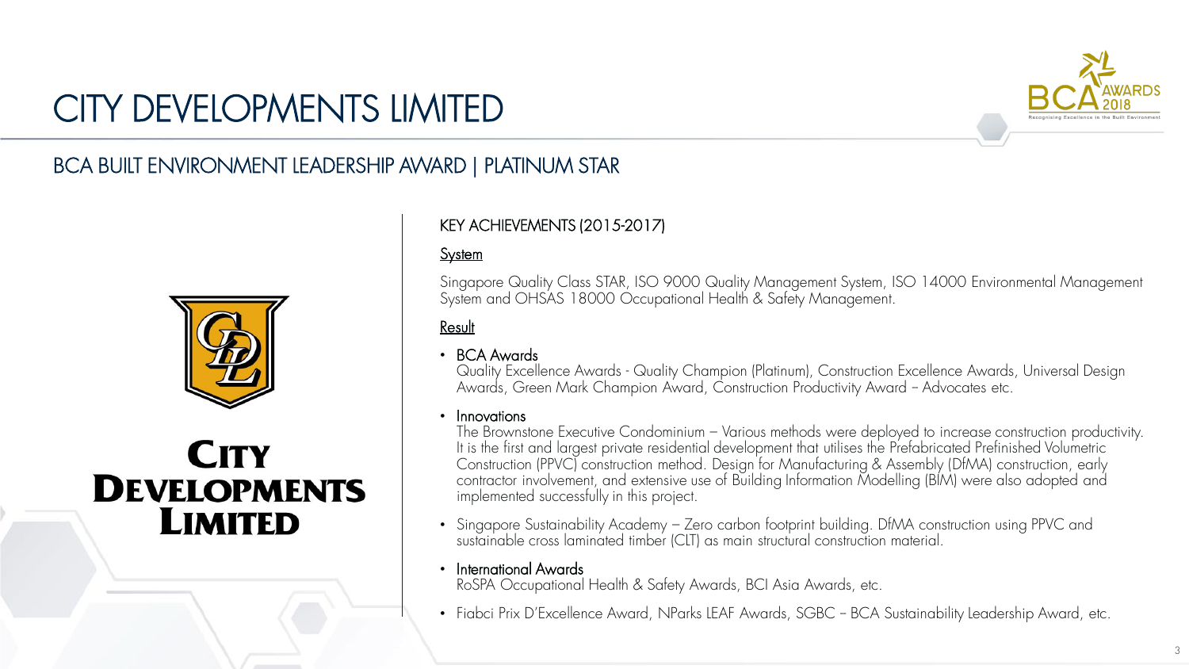# CITY DEVELOPMENTS LIMITED

## BCA BUILT ENVIRONMENT LEADERSHIP AWARD | PLATINUM STAR

CITY DEVELOPMENTS LIMITED

### KEY ACHIEVEMENTS (2015-2017)

**System**

Singapore Quality Class STAR, ISO 9000 Quality Management System, ISO 14000 Environmental Management System and OHSAS 18000 Occupational Health & Safety Management.

**Result**

- BCA Awards
  Quality Excellence Awards - Quality Champion (Platinum), Construction Excellence Awards, Universal Design Awards, Green Mark Champion Award, Construction Productivity Award – Advocates etc.
- Innovations
  The Brownstone Executive Condominium – Various methods were deployed to increase construction productivity. It is the first and largest private residential development that utilises the Prefabricated Prefinished Volumetric Construction (PPVC) construction method. Design for Manufacturing & Assembly (DfMA) construction, early contractor involvement, and extensive use of Building Information Modelling (BIM) were also adopted and implemented successfully in this project.
- Singapore Sustainability Academy – Zero carbon footprint building. DfMA construction using PPVC and sustainable cross laminated timber (CLT) as main structural construction material.
- International Awards
  RoSPA Occupational Health & Safety Awards, BCI Asia Awards, etc.
- Fiabci Prix D'Excellence Award, NParks LEAF Awards, SGBC – BCA Sustainability Leadership Award, etc.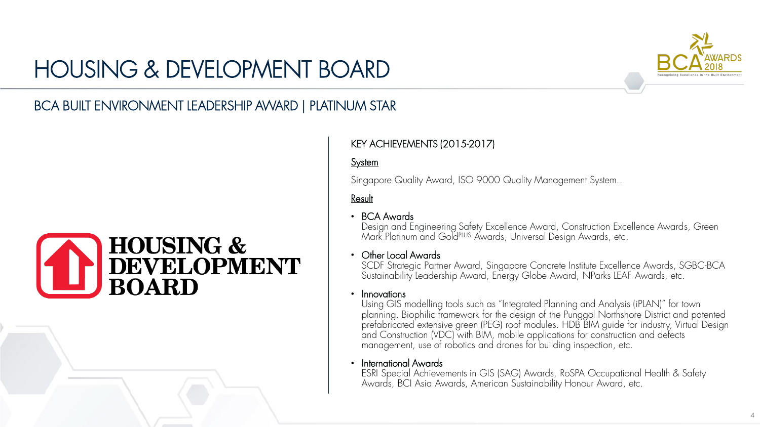# HOUSING & DEVELOPMENT BOARD

## BCA BUILT ENVIRONMENT LEADERSHIP AWARD | PLATINUM STAR

### KEY ACHIEVEMENTS (2015-2017)

**System**

Singapore Quality Award, ISO 9000 Quality Management System..

**Result**

- BCA Awards
  Design and Engineering Safety Excellence Award, Construction Excellence Awards, Green Mark Platinum and GoldPLUS Awards, Universal Design Awards, etc.
- Other Local Awards
  SCDF Strategic Partner Award, Singapore Concrete Institute Excellence Awards, SGBC-BCA Sustainability Leadership Award, Energy Globe Award, NParks LEAF Awards, etc.
- Innovations
  Using GIS modelling tools such as "Integrated Planning and Analysis (iPLAN)" for town planning. Biophilic framework for the design of the Punggol Northshore District and patented prefabricated extensive green (PEG) roof modules. HDB BIM guide for industry, Virtual Design and Construction (VDC) with BIM, mobile applications for construction and defects management, use of robotics and drones for building inspection, etc.
- International Awards
  ESRI Special Achievements in GIS (SAG) Awards, RoSPA Occupational Health & Safety Awards, BCI Asia Awards, American Sustainability Honour Award, etc.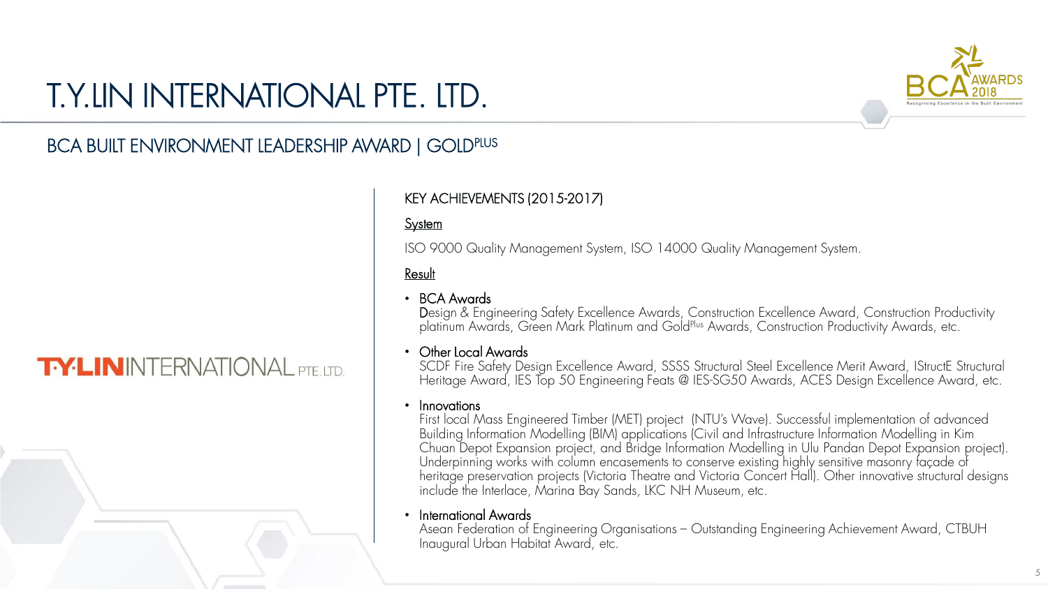# T.Y.LIN INTERNATIONAL PTE. LTD.

## BCA BUILT ENVIRONMENT LEADERSHIP AWARD | GOLDPLUS

T·Y·LIN INTERNATIONAL PTE. LTD.

KEY ACHIEVEMENTS (2015-2017)

System

ISO 9000 Quality Management System, ISO 14000 Quality Management System.

Result

- BCA Awards
  Design & Engineering Safety Excellence Awards, Construction Excellence Award, Construction Productivity platinum Awards, Green Mark Platinum and GoldPlus Awards, Construction Productivity Awards, etc.
- Other Local Awards
  SCDF Fire Safety Design Excellence Award, SSSS Structural Steel Excellence Merit Award, IStructE Structural Heritage Award, IES Top 50 Engineering Feats @ IES-SG50 Awards, ACES Design Excellence Award, etc.
- Innovations
  First local Mass Engineered Timber (MET) project (NTU's Wave). Successful implementation of advanced Building Information Modelling (BIM) applications (Civil and Infrastructure Information Modelling in Kim Chuan Depot Expansion project, and Bridge Information Modelling in Ulu Pandan Depot Expansion project). Underpinning works with column encasements to conserve existing highly sensitive masonry façade of heritage preservation projects (Victoria Theatre and Victoria Concert Hall). Other innovative structural designs include the Interlace, Marina Bay Sands, LKC NH Museum, etc.
- International Awards
  Asean Federation of Engineering Organisations – Outstanding Engineering Achievement Award, CTBUH Inaugural Urban Habitat Award, etc.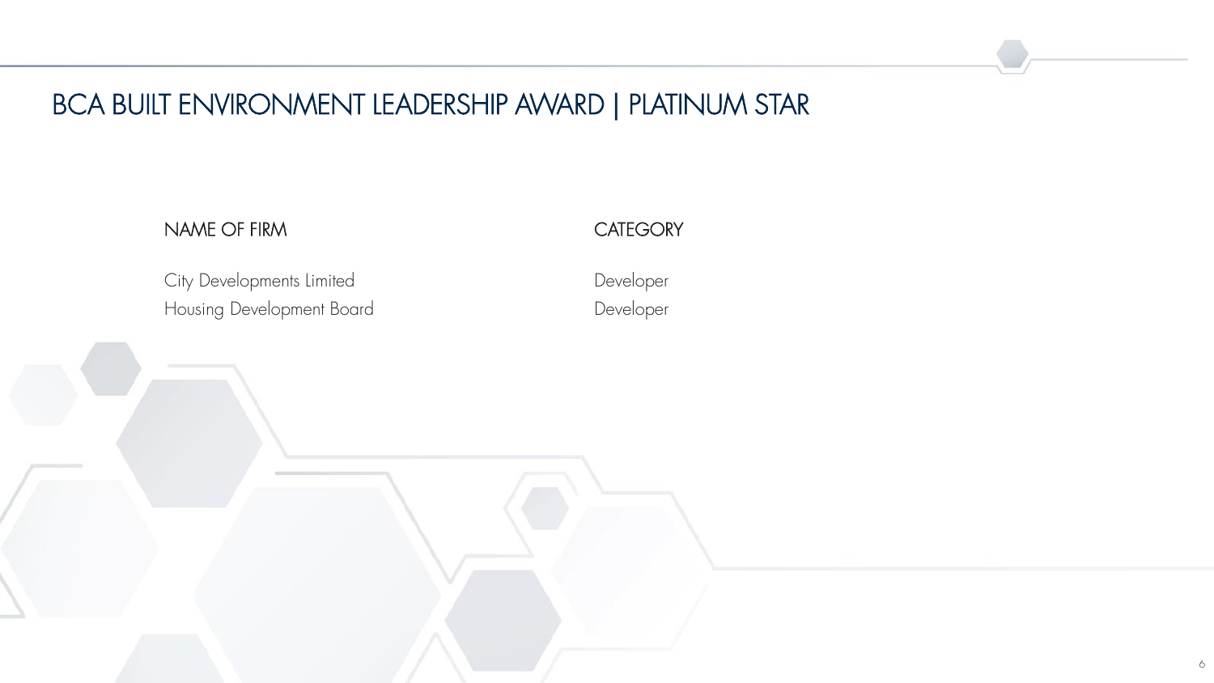# BCA BUILT ENVIRONMENT LEADERSHIP AWARD | PLATINUM STAR

| NAME OF FIRM | CATEGORY |
| --- | --- |
| City Developments Limited | Developer |
| Housing Development Board | Developer |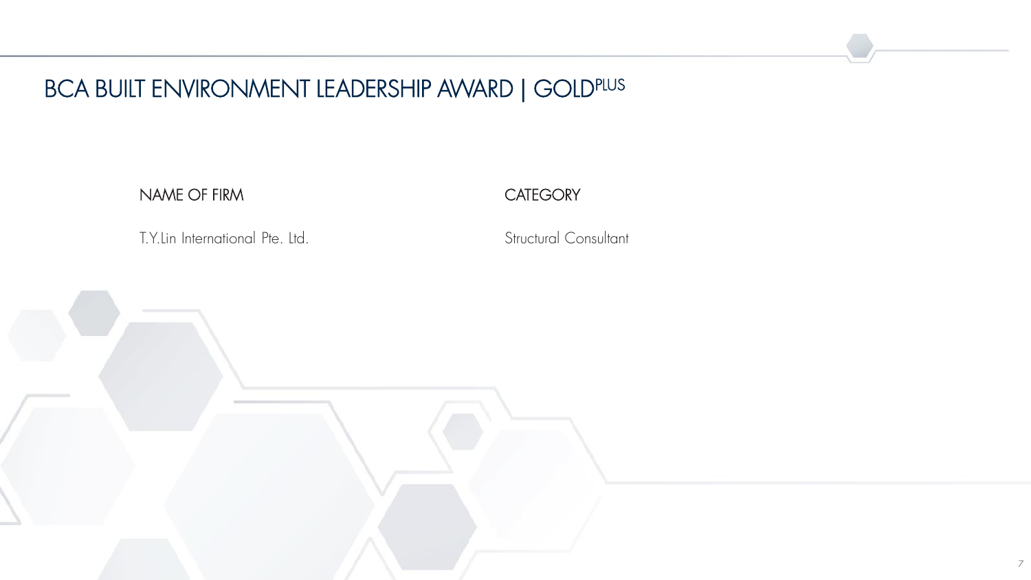# BCA BUILT ENVIRONMENT LEADERSHIP AWARD | GOLD$^{PLUS}$

| NAME OF FIRM | CATEGORY |
| --- | --- |
| T.Y.Lin International Pte. Ltd. | Structural Consultant |